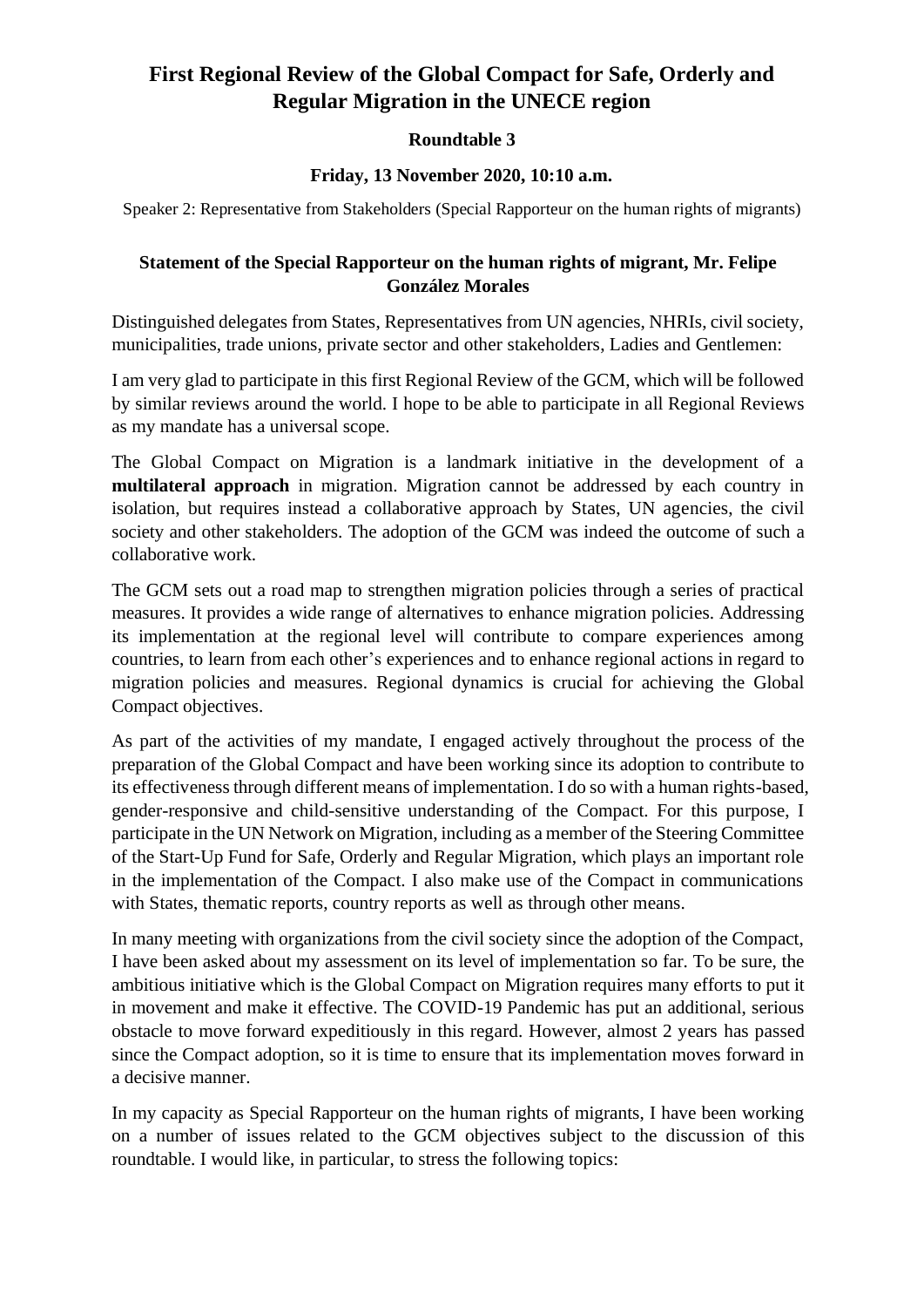# First Regional Review of the Global Compact for Safe, Orderly and Regular Migration in the UNECE region

**Roundtable 3**

**Friday, 13 November 2020, 10:10 a.m.**

Speaker 2: Representative from Stakeholders (Special Rapporteur on the human rights of migrants)

## Statement of the Special Rapporteur on the human rights of migrant, Mr. Felipe González Morales

Distinguished delegates from States, Representatives from UN agencies, NHRIs, civil society, municipalities, trade unions, private sector and other stakeholders, Ladies and Gentlemen:

I am very glad to participate in this first Regional Review of the GCM, which will be followed by similar reviews around the world. I hope to be able to participate in all Regional Reviews as my mandate has a universal scope.

The Global Compact on Migration is a landmark initiative in the development of a **multilateral approach** in migration. Migration cannot be addressed by each country in isolation, but requires instead a collaborative approach by States, UN agencies, the civil society and other stakeholders. The adoption of the GCM was indeed the outcome of such a collaborative work.

The GCM sets out a road map to strengthen migration policies through a series of practical measures. It provides a wide range of alternatives to enhance migration policies. Addressing its implementation at the regional level will contribute to compare experiences among countries, to learn from each other's experiences and to enhance regional actions in regard to migration policies and measures. Regional dynamics is crucial for achieving the Global Compact objectives.

As part of the activities of my mandate, I engaged actively throughout the process of the preparation of the Global Compact and have been working since its adoption to contribute to its effectiveness through different means of implementation. I do so with a human rights-based, gender-responsive and child-sensitive understanding of the Compact. For this purpose, I participate in the UN Network on Migration, including as a member of the Steering Committee of the Start-Up Fund for Safe, Orderly and Regular Migration, which plays an important role in the implementation of the Compact. I also make use of the Compact in communications with States, thematic reports, country reports as well as through other means.

In many meeting with organizations from the civil society since the adoption of the Compact, I have been asked about my assessment on its level of implementation so far. To be sure, the ambitious initiative which is the Global Compact on Migration requires many efforts to put it in movement and make it effective. The COVID-19 Pandemic has put an additional, serious obstacle to move forward expeditiously in this regard. However, almost 2 years has passed since the Compact adoption, so it is time to ensure that its implementation moves forward in a decisive manner.

In my capacity as Special Rapporteur on the human rights of migrants, I have been working on a number of issues related to the GCM objectives subject to the discussion of this roundtable. I would like, in particular, to stress the following topics: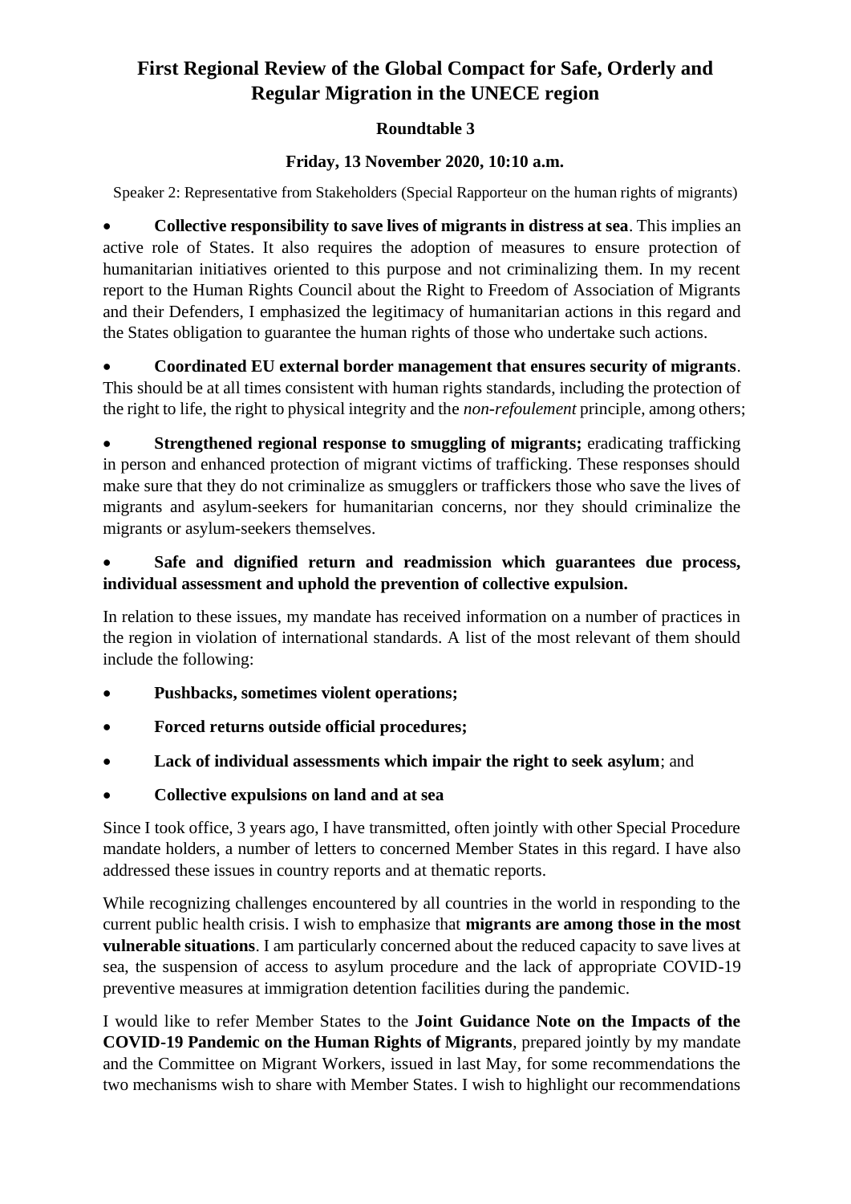# First Regional Review of the Global Compact for Safe, Orderly and Regular Migration in the UNECE region

**Roundtable 3**

**Friday, 13 November 2020, 10:10 a.m.**

Speaker 2: Representative from Stakeholders (Special Rapporteur on the human rights of migrants)

- **Collective responsibility to save lives of migrants in distress at sea**. This implies an active role of States. It also requires the adoption of measures to ensure protection of humanitarian initiatives oriented to this purpose and not criminalizing them. In my recent report to the Human Rights Council about the Right to Freedom of Association of Migrants and their Defenders, I emphasized the legitimacy of humanitarian actions in this regard and the States obligation to guarantee the human rights of those who undertake such actions.

- **Coordinated EU external border management that ensures security of migrants**. This should be at all times consistent with human rights standards, including the protection of the right to life, the right to physical integrity and the *non-refoulement* principle, among others;

- **Strengthened regional response to smuggling of migrants;** eradicating trafficking in person and enhanced protection of migrant victims of trafficking. These responses should make sure that they do not criminalize as smugglers or traffickers those who save the lives of migrants and asylum-seekers for humanitarian concerns, nor they should criminalize the migrants or asylum-seekers themselves.

- **Safe and dignified return and readmission which guarantees due process, individual assessment and uphold the prevention of collective expulsion.**

In relation to these issues, my mandate has received information on a number of practices in the region in violation of international standards. A list of the most relevant of them should include the following:

- **Pushbacks, sometimes violent operations;**
- **Forced returns outside official procedures;**
- **Lack of individual assessments which impair the right to seek asylum**; and
- **Collective expulsions on land and at sea**

Since I took office, 3 years ago, I have transmitted, often jointly with other Special Procedure mandate holders, a number of letters to concerned Member States in this regard. I have also addressed these issues in country reports and at thematic reports.

While recognizing challenges encountered by all countries in the world in responding to the current public health crisis. I wish to emphasize that **migrants are among those in the most vulnerable situations**. I am particularly concerned about the reduced capacity to save lives at sea, the suspension of access to asylum procedure and the lack of appropriate COVID-19 preventive measures at immigration detention facilities during the pandemic.

I would like to refer Member States to the **Joint Guidance Note on the Impacts of the COVID-19 Pandemic on the Human Rights of Migrants**, prepared jointly by my mandate and the Committee on Migrant Workers, issued in last May, for some recommendations the two mechanisms wish to share with Member States. I wish to highlight our recommendations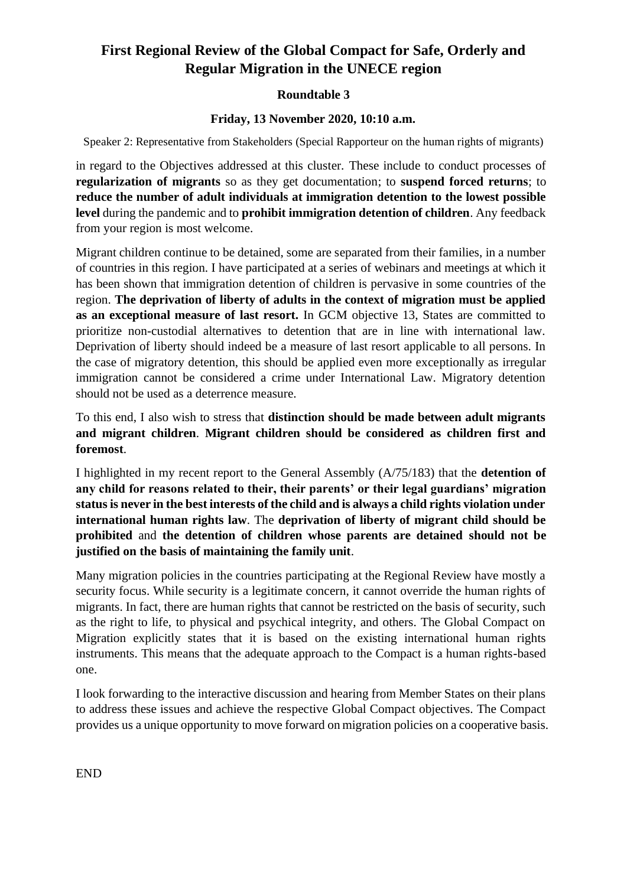# First Regional Review of the Global Compact for Safe, Orderly and Regular Migration in the UNECE region

**Roundtable 3**

**Friday, 13 November 2020, 10:10 a.m.**

Speaker 2: Representative from Stakeholders (Special Rapporteur on the human rights of migrants)

in regard to the Objectives addressed at this cluster. These include to conduct processes of **regularization of migrants** so as they get documentation; to **suspend forced returns**; to **reduce the number of adult individuals at immigration detention to the lowest possible level** during the pandemic and to **prohibit immigration detention of children**. Any feedback from your region is most welcome.

Migrant children continue to be detained, some are separated from their families, in a number of countries in this region. I have participated at a series of webinars and meetings at which it has been shown that immigration detention of children is pervasive in some countries of the region. **The deprivation of liberty of adults in the context of migration must be applied as an exceptional measure of last resort.** In GCM objective 13, States are committed to prioritize non-custodial alternatives to detention that are in line with international law. Deprivation of liberty should indeed be a measure of last resort applicable to all persons. In the case of migratory detention, this should be applied even more exceptionally as irregular immigration cannot be considered a crime under International Law. Migratory detention should not be used as a deterrence measure.

To this end, I also wish to stress that **distinction should be made between adult migrants and migrant children**. **Migrant children should be considered as children first and foremost**.

I highlighted in my recent report to the General Assembly (A/75/183) that the **detention of any child for reasons related to their, their parents' or their legal guardians' migration status is never in the best interests of the child and is always a child rights violation under international human rights law**. The **deprivation of liberty of migrant child should be prohibited** and **the detention of children whose parents are detained should not be justified on the basis of maintaining the family unit**.

Many migration policies in the countries participating at the Regional Review have mostly a security focus. While security is a legitimate concern, it cannot override the human rights of migrants. In fact, there are human rights that cannot be restricted on the basis of security, such as the right to life, to physical and psychical integrity, and others. The Global Compact on Migration explicitly states that it is based on the existing international human rights instruments. This means that the adequate approach to the Compact is a human rights-based one.

I look forwarding to the interactive discussion and hearing from Member States on their plans to address these issues and achieve the respective Global Compact objectives. The Compact provides us a unique opportunity to move forward on migration policies on a cooperative basis.

END